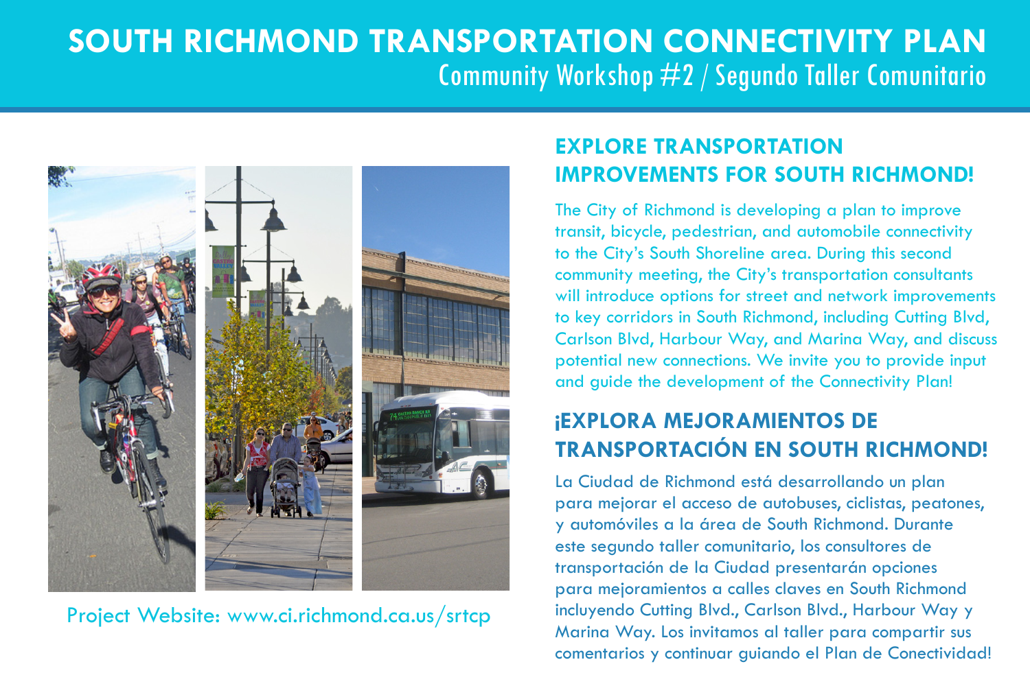# SOUTH RICHMOND TRANSPORTATION CONNECTIVITY PLAN

Community Workshop #2 / Segundo Taller Comunitario

Project Website: www.ci.richmond.ca.us/srtcp

## EXPLORE TRANSPORTATION IMPROVEMENTS FOR SOUTH RICHMOND!

The City of Richmond is developing a plan to improve transit, bicycle, pedestrian, and automobile connectivity to the City's South Shoreline area. During this second community meeting, the City's transportation consultants will introduce options for street and network improvements to key corridors in South Richmond, including Cutting Blvd, Carlson Blvd, Harbour Way, and Marina Way, and discuss potential new connections. We invite you to provide input and guide the development of the Connectivity Plan!

## ¡EXPLORA MEJORAMIENTOS DE TRANSPORTACIÓN EN SOUTH RICHMOND!

La Ciudad de Richmond está desarrollando un plan para mejorar el acceso de autobuses, ciclistas, peatones, y automóviles a la área de South Richmond. Durante este segundo taller comunitario, los consultores de transportación de la Ciudad presentarán opciones para mejoramientos a calles claves en South Richmond incluyendo Cutting Blvd., Carlson Blvd., Harbour Way y Marina Way. Los invitamos al taller para compartir sus comentarios y continuar guiando el Plan de Conectividad!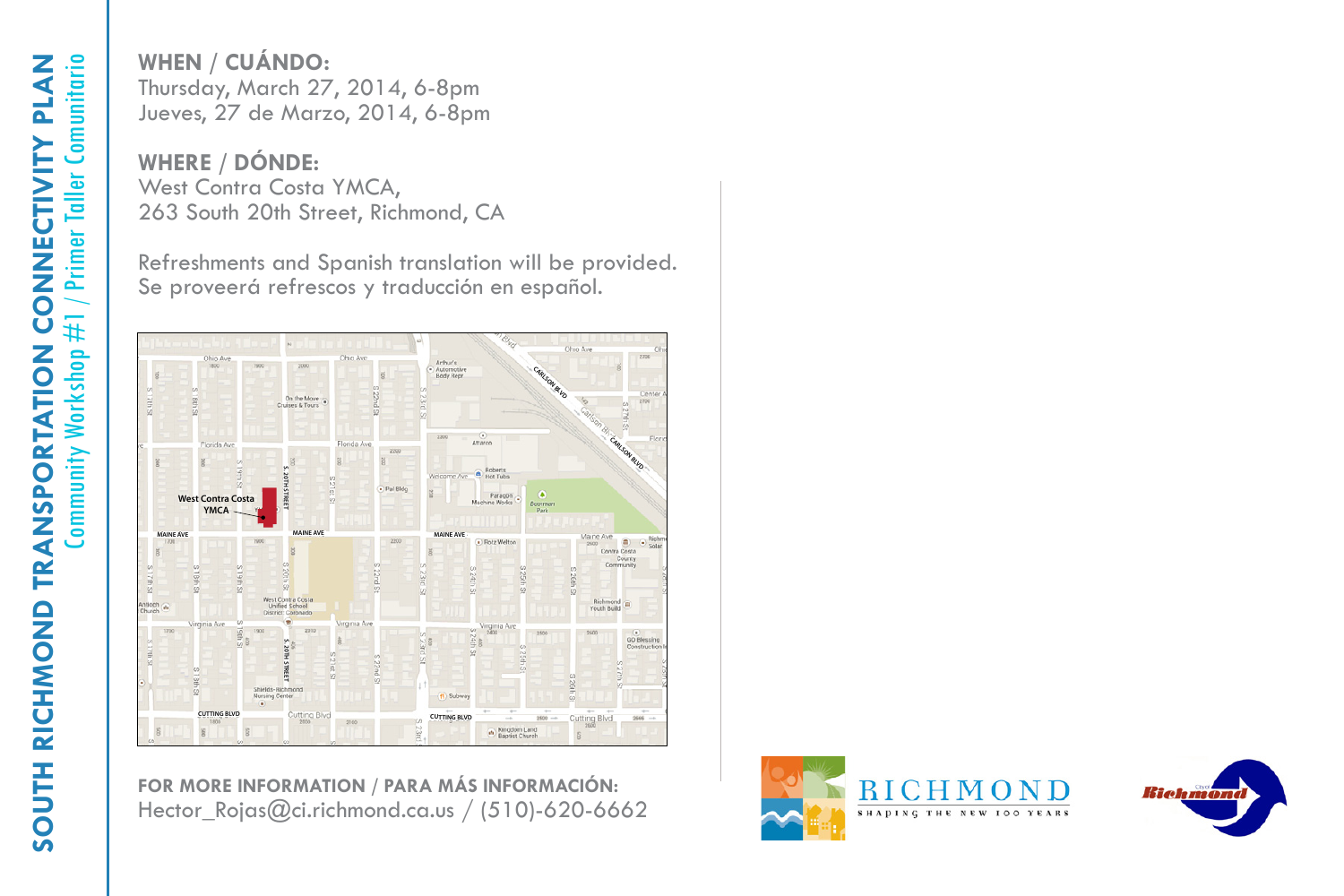# SOUTH RICHMOND TRANSPORTATION CONNECTIVITY PLAN

## Community Workshop #1 / Primer Taller Comunitario

**WHEN / CUÁNDO:**
Thursday, March 27, 2014, 6-8pm
Jueves, 27 de Marzo, 2014, 6-8pm

**WHERE / DÓNDE:**
West Contra Costa YMCA,
263 South 20th Street, Richmond, CA

Refreshments and Spanish translation will be provided.
Se proveerá refrescos y traducción en español.

**FOR MORE INFORMATION / PARA MÁS INFORMACIÓN:**
Hector_Rojas@ci.richmond.ca.us / (510)-620-6662

RICHMOND
SHAPING THE NEW 100 YEARS